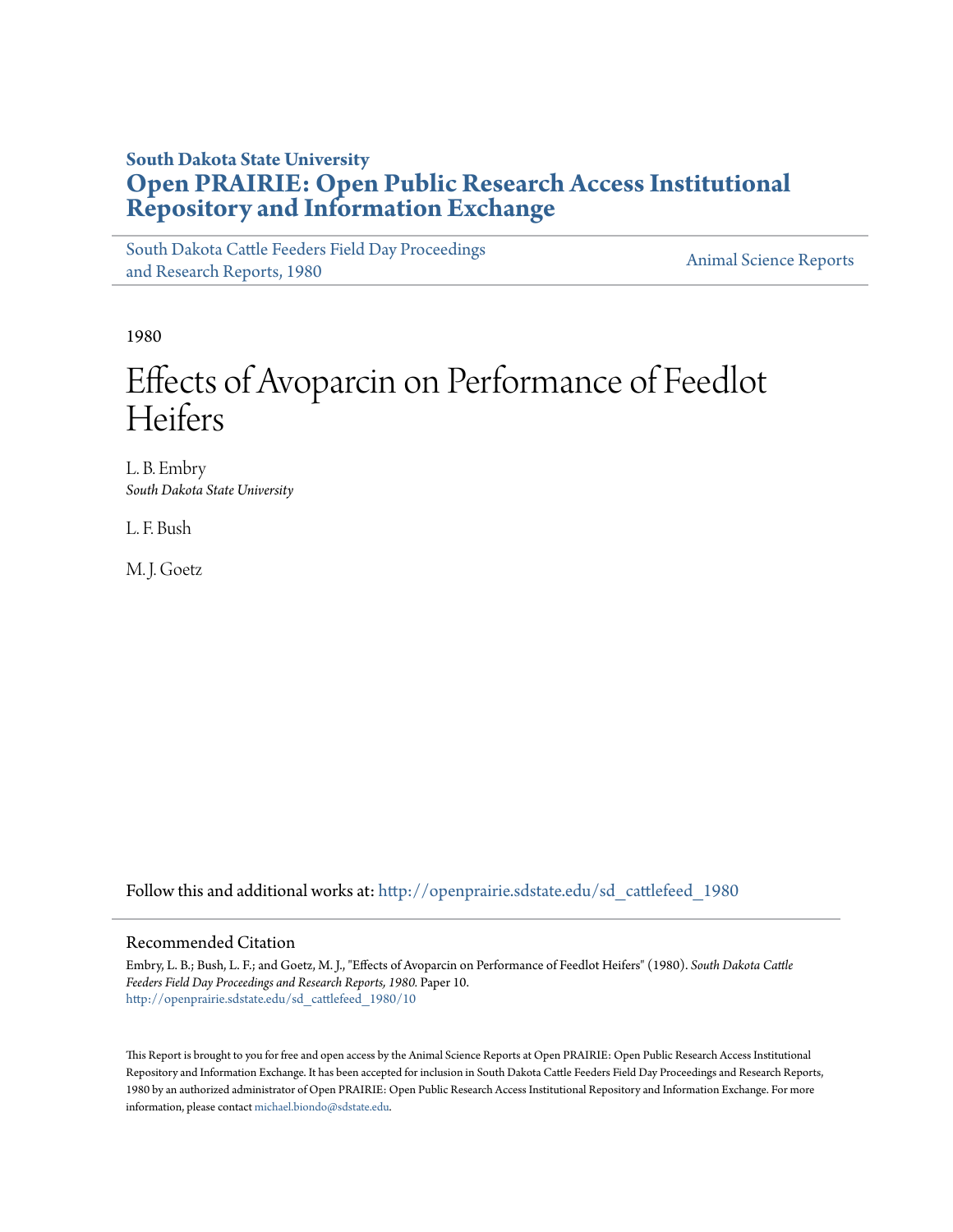**South Dakota State University**

# Open PRAIRIE: Open Public Research Access Institutional Repository and Information Exchange

South Dakota Cattle Feeders Field Day Proceedings and Research Reports, 1980

Animal Science Reports

1980

# Effects of Avoparcin on Performance of Feedlot Heifers

L. B. Embry
*South Dakota State University*

L. F. Bush

M. J. Goetz

Follow this and additional works at: http://openprairie.sdstate.edu/sd_cattlefeed_1980

## Recommended Citation

Embry, L. B.; Bush, L. F.; and Goetz, M. J., "Effects of Avoparcin on Performance of Feedlot Heifers" (1980). *South Dakota Cattle Feeders Field Day Proceedings and Research Reports, 1980.* Paper 10.
http://openprairie.sdstate.edu/sd_cattlefeed_1980/10

This Report is brought to you for free and open access by the Animal Science Reports at Open PRAIRIE: Open Public Research Access Institutional Repository and Information Exchange. It has been accepted for inclusion in South Dakota Cattle Feeders Field Day Proceedings and Research Reports, 1980 by an authorized administrator of Open PRAIRIE: Open Public Research Access Institutional Repository and Information Exchange. For more information, please contact michael.biondo@sdstate.edu.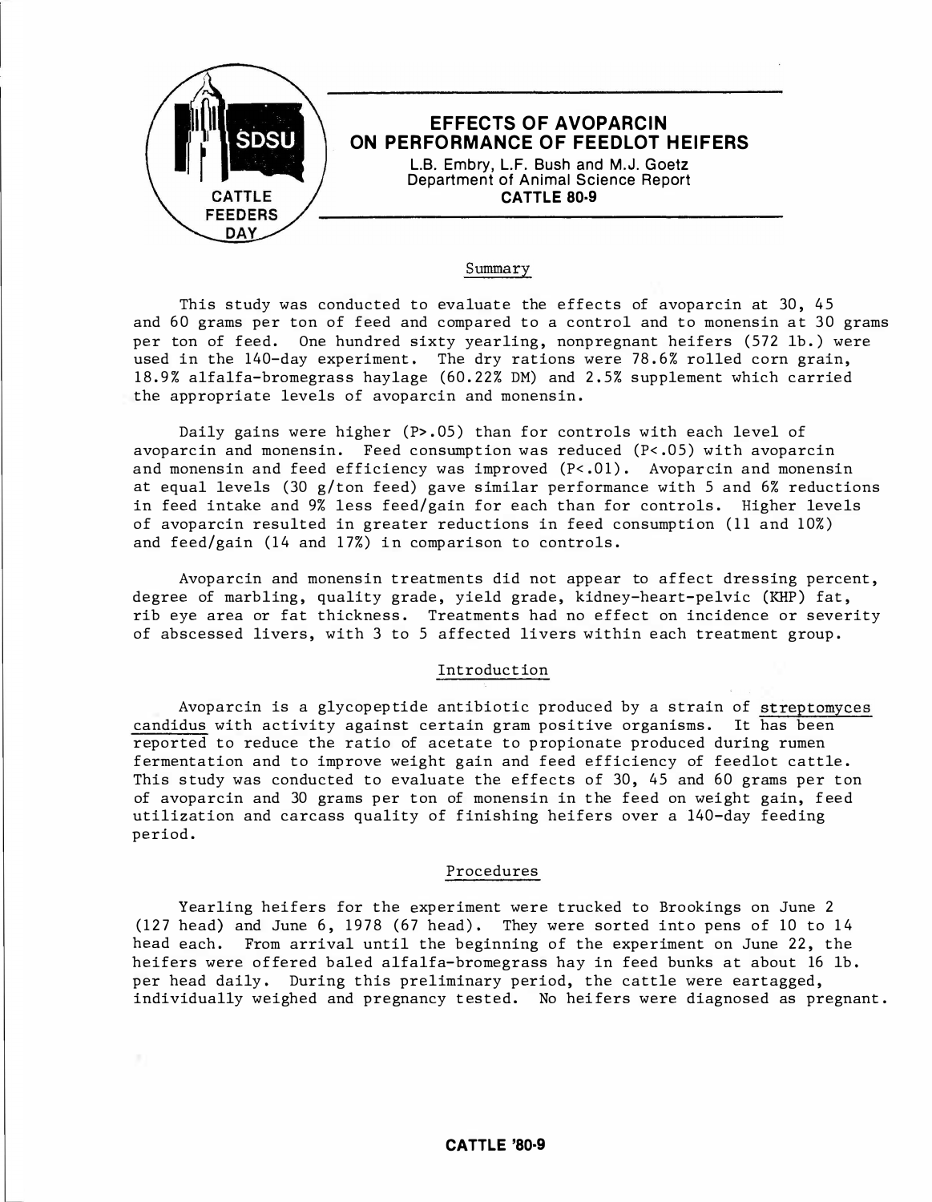# EFFECTS OF AVOPARCIN ON PERFORMANCE OF FEEDLOT HEIFERS

L.B. Embry, L.F. Bush and M.J. Goetz
Department of Animal Science Report
**CATTLE 80-9**

## Summary

This study was conducted to evaluate the effects of avoparcin at 30, 45 and 60 grams per ton of feed and compared to a control and to monensin at 30 grams per ton of feed. One hundred sixty yearling, nonpregnant heifers (572 lb.) were used in the 140-day experiment. The dry rations were 78.6% rolled corn grain, 18.9% alfalfa-bromegrass haylage (60.22% DM) and 2.5% supplement which carried the appropriate levels of avoparcin and monensin.

Daily gains were higher ($P>.05$) than for controls with each level of avoparcin and monensin. Feed consumption was reduced ($P<.05$) with avoparcin and monensin and feed efficiency was improved ($P<.01$). Avoparcin and monensin at equal levels (30 g/ton feed) gave similar performance with 5 and 6% reductions in feed intake and 9% less feed/gain for each than for controls. Higher levels of avoparcin resulted in greater reductions in feed consumption (11 and 10%) and feed/gain (14 and 17%) in comparison to controls.

Avoparcin and monensin treatments did not appear to affect dressing percent, degree of marbling, quality grade, yield grade, kidney-heart-pelvic (KHP) fat, rib eye area or fat thickness. Treatments had no effect on incidence or severity of abscessed livers, with 3 to 5 affected livers within each treatment group.

## Introduction

Avoparcin is a glycopeptide antibiotic produced by a strain of streptomyces candidus with activity against certain gram positive organisms. It has been reported to reduce the ratio of acetate to propionate produced during rumen fermentation and to improve weight gain and feed efficiency of feedlot cattle. This study was conducted to evaluate the effects of 30, 45 and 60 grams per ton of avoparcin and 30 grams per ton of monensin in the feed on weight gain, feed utilization and carcass quality of finishing heifers over a 140-day feeding period.

## Procedures

Yearling heifers for the experiment were trucked to Brookings on June 2 (127 head) and June 6, 1978 (67 head). They were sorted into pens of 10 to 14 head each. From arrival until the beginning of the experiment on June 22, the heifers were offered baled alfalfa-bromegrass hay in feed bunks at about 16 lb. per head daily. During this preliminary period, the cattle were eartagged, individually weighed and pregnancy tested. No heifers were diagnosed as pregnant.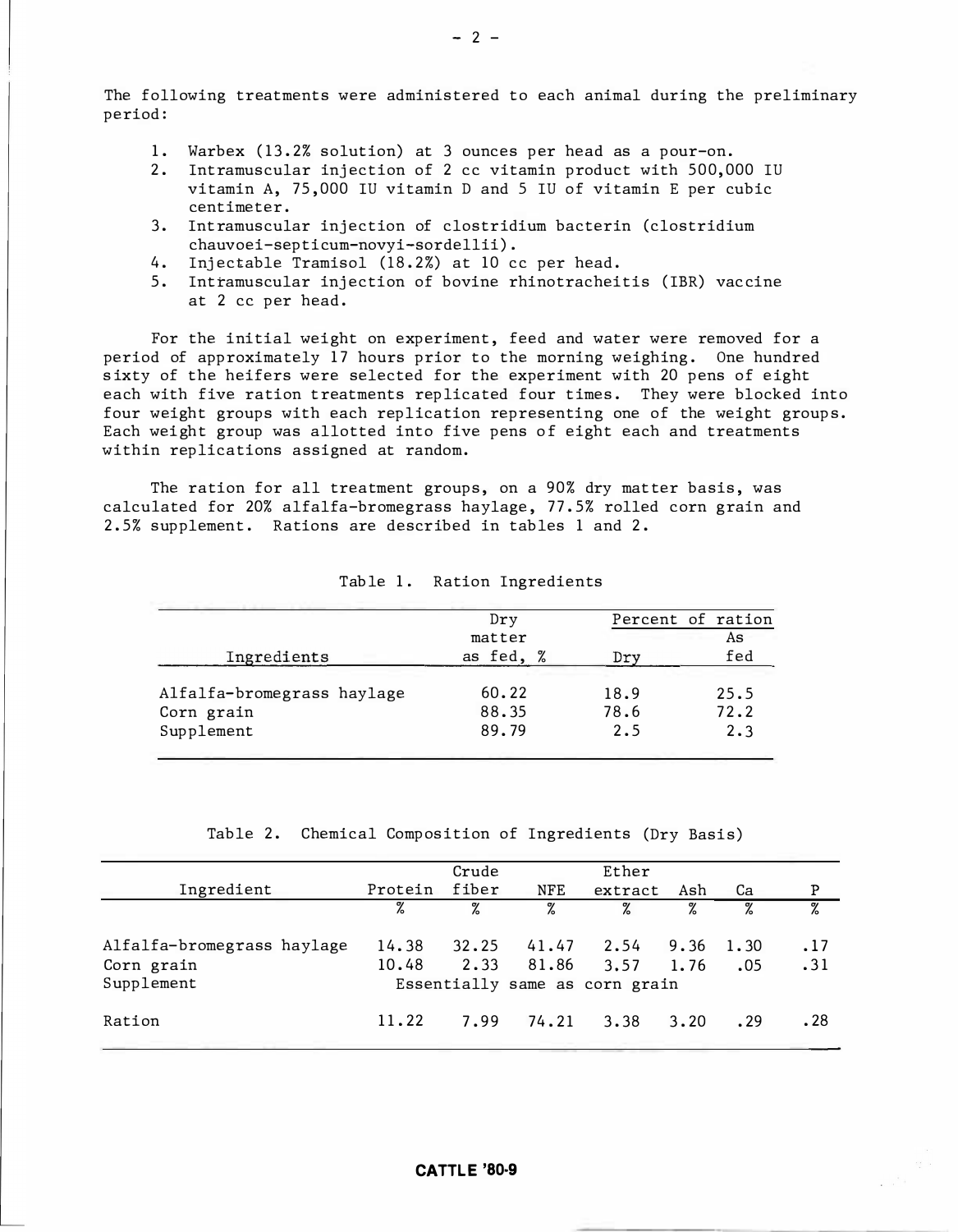The following treatments were administered to each animal during the preliminary period:

1. Warbex (13.2% solution) at 3 ounces per head as a pour-on.
2. Intramuscular injection of 2 cc vitamin product with 500,000 IU vitamin A, 75,000 IU vitamin D and 5 IU of vitamin E per cubic centimeter.
3. Intramuscular injection of clostridium bacterin (clostridium chauvoei-septicum-novyi-sordellii).
4. Injectable Tramisol (18.2%) at 10 cc per head.
5. Intramuscular injection of bovine rhinotracheitis (IBR) vaccine at 2 cc per head.

For the initial weight on experiment, feed and water were removed for a period of approximately 17 hours prior to the morning weighing. One hundred sixty of the heifers were selected for the experiment with 20 pens of eight each with five ration treatments replicated four times. They were blocked into four weight groups with each replication representing one of the weight groups. Each weight group was allotted into five pens of eight each and treatments within replications assigned at random.

The ration for all treatment groups, on a 90% dry matter basis, was calculated for 20% alfalfa-bromegrass haylage, 77.5% rolled corn grain and 2.5% supplement. Rations are described in tables 1 and 2.

Table 1. Ration Ingredients

| Ingredients | Dry matter as fed, % | Percent of ration | |
|---|---|---|---|
| | | Dry | As fed |
| Alfalfa-bromegrass haylage | 60.22 | 18.9 | 25.5 |
| Corn grain | 88.35 | 78.6 | 72.2 |
| Supplement | 89.79 | 2.5 | 2.3 |

Table 2. Chemical Composition of Ingredients (Dry Basis)

| Ingredient | Protein | Crude fiber | NFE | Ether extract | Ash | Ca | P |
|---|---|---|---|---|---|---|---|
| | % | % | % | % | % | % | % |
| Alfalfa-bromegrass haylage | 14.38 | 32.25 | 41.47 | 2.54 | 9.36 | 1.30 | .17 |
| Corn grain | 10.48 | 2.33 | 81.86 | 3.57 | 1.76 | .05 | .31 |
| Supplement | Essentially same as corn grain | | | | | | |
| Ration | 11.22 | 7.99 | 74.21 | 3.38 | 3.20 | .29 | .28 |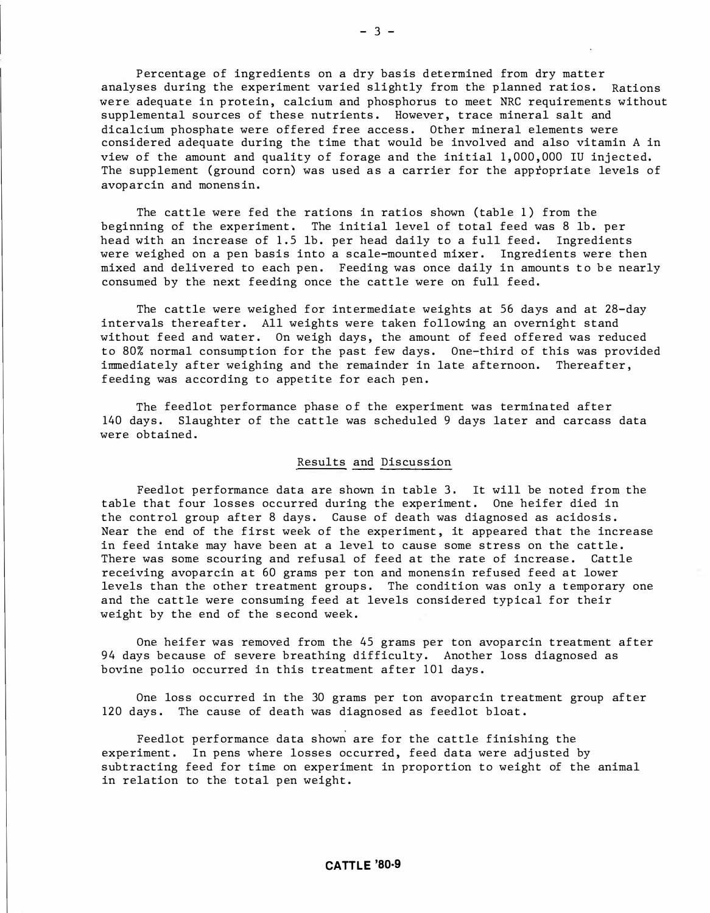Percentage of ingredients on a dry basis determined from dry matter analyses during the experiment varied slightly from the planned ratios. Rations were adequate in protein, calcium and phosphorus to meet NRC requirements without supplemental sources of these nutrients. However, trace mineral salt and dicalcium phosphate were offered free access. Other mineral elements were considered adequate during the time that would be involved and also vitamin A in view of the amount and quality of forage and the initial 1,000,000 IU injected. The supplement (ground corn) was used as a carrier for the appropriate levels of avoparcin and monensin.

The cattle were fed the rations in ratios shown (table 1) from the beginning of the experiment. The initial level of total feed was 8 lb. per head with an increase of 1.5 lb. per head daily to a full feed. Ingredients were weighed on a pen basis into a scale-mounted mixer. Ingredients were then mixed and delivered to each pen. Feeding was once daily in amounts to be nearly consumed by the next feeding once the cattle were on full feed.

The cattle were weighed for intermediate weights at 56 days and at 28-day intervals thereafter. All weights were taken following an overnight stand without feed and water. On weigh days, the amount of feed offered was reduced to 80% normal consumption for the past few days. One-third of this was provided immediately after weighing and the remainder in late afternoon. Thereafter, feeding was according to appetite for each pen.

The feedlot performance phase of the experiment was terminated after 140 days. Slaughter of the cattle was scheduled 9 days later and carcass data were obtained.

## Results and Discussion

Feedlot performance data are shown in table 3. It will be noted from the table that four losses occurred during the experiment. One heifer died in the control group after 8 days. Cause of death was diagnosed as acidosis. Near the end of the first week of the experiment, it appeared that the increase in feed intake may have been at a level to cause some stress on the cattle. There was some scouring and refusal of feed at the rate of increase. Cattle receiving avoparcin at 60 grams per ton and monensin refused feed at lower levels than the other treatment groups. The condition was only a temporary one and the cattle were consuming feed at levels considered typical for their weight by the end of the second week.

One heifer was removed from the 45 grams per ton avoparcin treatment after 94 days because of severe breathing difficulty. Another loss diagnosed as bovine polio occurred in this treatment after 101 days.

One loss occurred in the 30 grams per ton avoparcin treatment group after 120 days. The cause of death was diagnosed as feedlot bloat.

Feedlot performance data shown are for the cattle finishing the experiment. In pens where losses occurred, feed data were adjusted by subtracting feed for time on experiment in proportion to weight of the animal in relation to the total pen weight.

**CATTLE '80-9**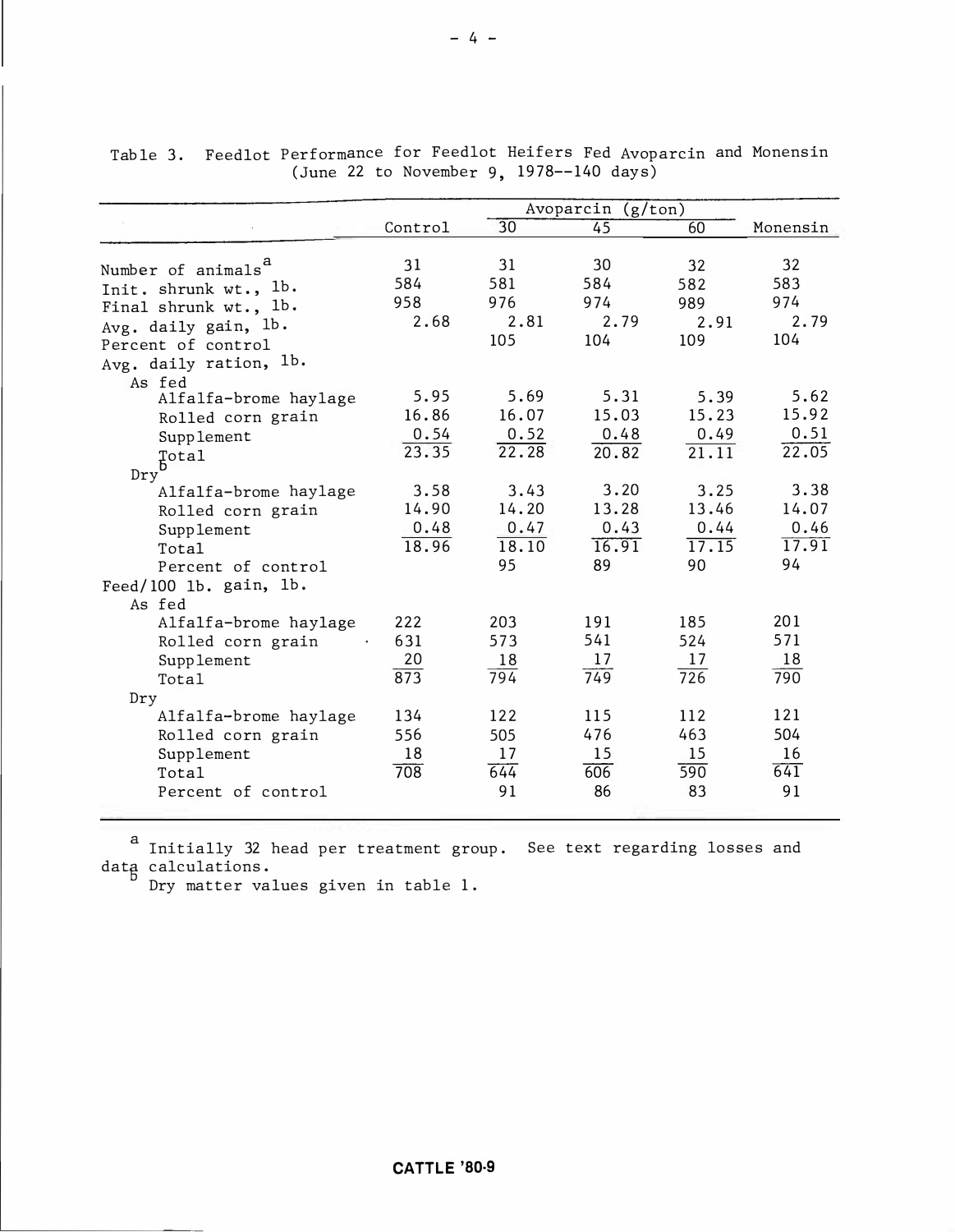Table 3. Feedlot Performance for Feedlot Heifers Fed Avoparcin and Monensin (June 22 to November 9, 1978--140 days)

| | Control | Avoparcin (g/ton) 30 | 45 | 60 | Monensin |
|---|---|---|---|---|---|
| Number of animals[a] | 31 | 31 | 30 | 32 | 32 |
| Init. shrunk wt., lb. | 584 | 581 | 584 | 582 | 583 |
| Final shrunk wt., lb. | 958 | 976 | 974 | 989 | 974 |
| Avg. daily gain, lb. | 2.68 | 2.81 | 2.79 | 2.91 | 2.79 |
| Percent of control | | 105 | 104 | 109 | 104 |
| Avg. daily ration, lb. | | | | | |
| As fed | | | | | |
| Alfalfa-brome haylage | 5.95 | 5.69 | 5.31 | 5.39 | 5.62 |
| Rolled corn grain | 16.86 | 16.07 | 15.03 | 15.23 | 15.92 |
| Supplement | 0.54 | 0.52 | 0.48 | 0.49 | 0.51 |
| Total | 23.35 | 22.28 | 20.82 | 21.11 | 22.05 |
| Dry[b] | | | | | |
| Alfalfa-brome haylage | 3.58 | 3.43 | 3.20 | 3.25 | 3.38 |
| Rolled corn grain | 14.90 | 14.20 | 13.28 | 13.46 | 14.07 |
| Supplement | 0.48 | 0.47 | 0.43 | 0.44 | 0.46 |
| Total | 18.96 | 18.10 | 16.91 | 17.15 | 17.91 |
| Percent of control | | 95 | 89 | 90 | 94 |
| Feed/100 lb. gain, lb. | | | | | |
| As fed | | | | | |
| Alfalfa-brome haylage | 222 | 203 | 191 | 185 | 201 |
| Rolled corn grain | 631 | 573 | 541 | 524 | 571 |
| Supplement | 20 | 18 | 17 | 17 | 18 |
| Total | 873 | 794 | 749 | 726 | 790 |
| Dry | | | | | |
| Alfalfa-brome haylage | 134 | 122 | 115 | 112 | 121 |
| Rolled corn grain | 556 | 505 | 476 | 463 | 504 |
| Supplement | 18 | 17 | 15 | 15 | 16 |
| Total | 708 | 644 | 606 | 590 | 641 |
| Percent of control | | 91 | 86 | 83 | 91 |

[a] Initially 32 head per treatment group. See text regarding losses and data calculations.

[b] Dry matter values given in table 1.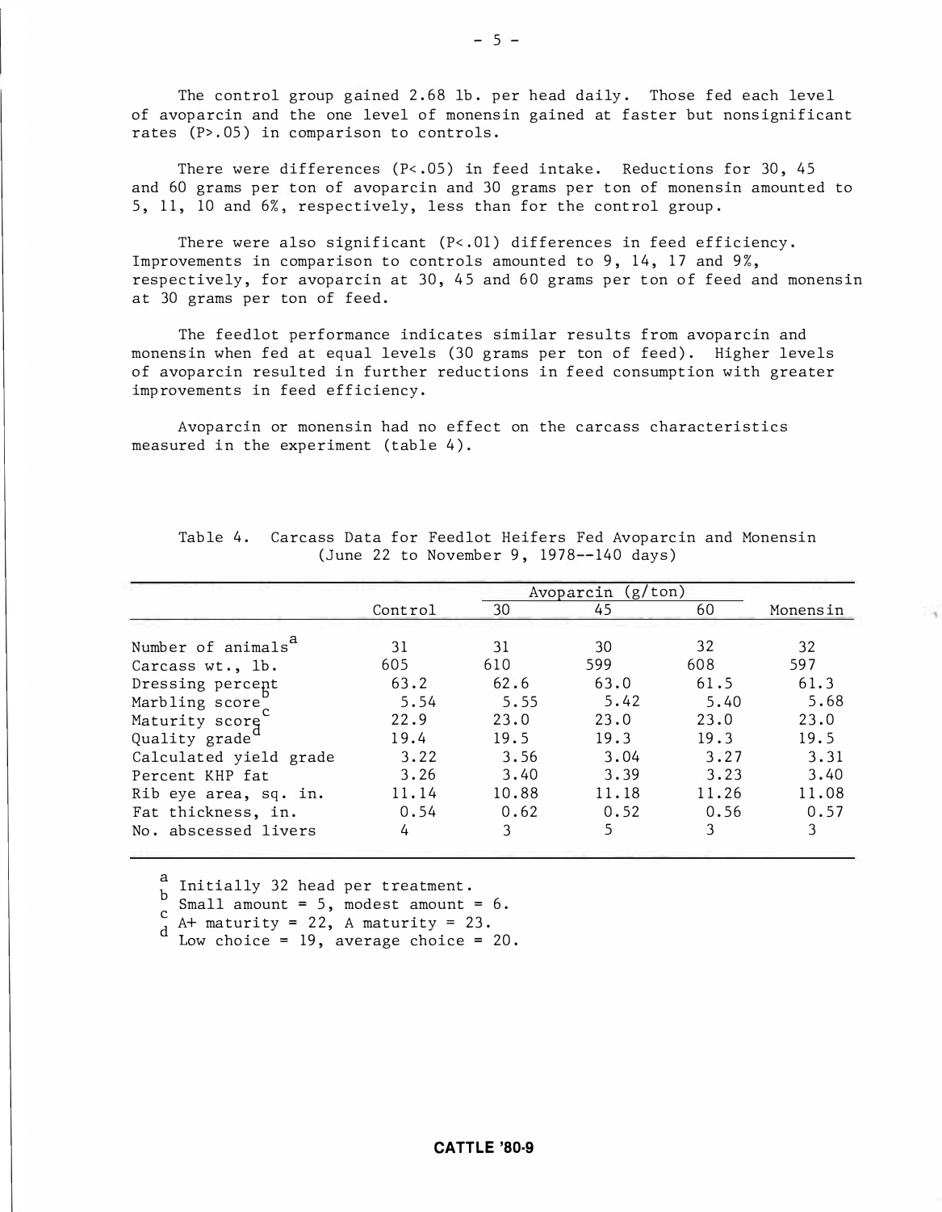The control group gained 2.68 lb. per head daily. Those fed each level of avoparcin and the one level of monensin gained at faster but nonsignificant rates ($P > .05$) in comparison to controls.

There were differences ($P < .05$) in feed intake. Reductions for 30, 45 and 60 grams per ton of avoparcin and 30 grams per ton of monensin amounted to 5, 11, 10 and 6%, respectively, less than for the control group.

There were also significant ($P < .01$) differences in feed efficiency. Improvements in comparison to controls amounted to 9, 14, 17 and 9%, respectively, for avoparcin at 30, 45 and 60 grams per ton of feed and monensin at 30 grams per ton of feed.

The feedlot performance indicates similar results from avoparcin and monensin when fed at equal levels (30 grams per ton of feed). Higher levels of avoparcin resulted in further reductions in feed consumption with greater improvements in feed efficiency.

Avoparcin or monensin had no effect on the carcass characteristics measured in the experiment (table 4).

Table 4. Carcass Data for Feedlot Heifers Fed Avoparcin and Monensin (June 22 to November 9, 1978--140 days)

| | | Avoparcin (g/ton) | | | |
|---|---|---|---|---|---|
| | Control | 30 | 45 | 60 | Monensin |
| Number of animals[a] | 31 | 31 | 30 | 32 | 32 |
| Carcass wt., lb. | 605 | 610 | 599 | 608 | 597 |
| Dressing percent | 63.2 | 62.6 | 63.0 | 61.5 | 61.3 |
| Marbling score[b] | 5.54 | 5.55 | 5.42 | 5.40 | 5.68 |
| Maturity score[c] | 22.9 | 23.0 | 23.0 | 23.0 | 23.0 |
| Quality grade[d] | 19.4 | 19.5 | 19.3 | 19.3 | 19.5 |
| Calculated yield grade | 3.22 | 3.56 | 3.04 | 3.27 | 3.31 |
| Percent KHP fat | 3.26 | 3.40 | 3.39 | 3.23 | 3.40 |
| Rib eye area, sq. in. | 11.14 | 10.88 | 11.18 | 11.26 | 11.08 |
| Fat thickness, in. | 0.54 | 0.62 | 0.52 | 0.56 | 0.57 |
| No. abscessed livers | 4 | 3 | 5 | 3 | 3 |

[a] Initially 32 head per treatment.
[b] Small amount = 5, modest amount = 6.
[c] A+ maturity = 22, A maturity = 23.
[d] Low choice = 19, average choice = 20.